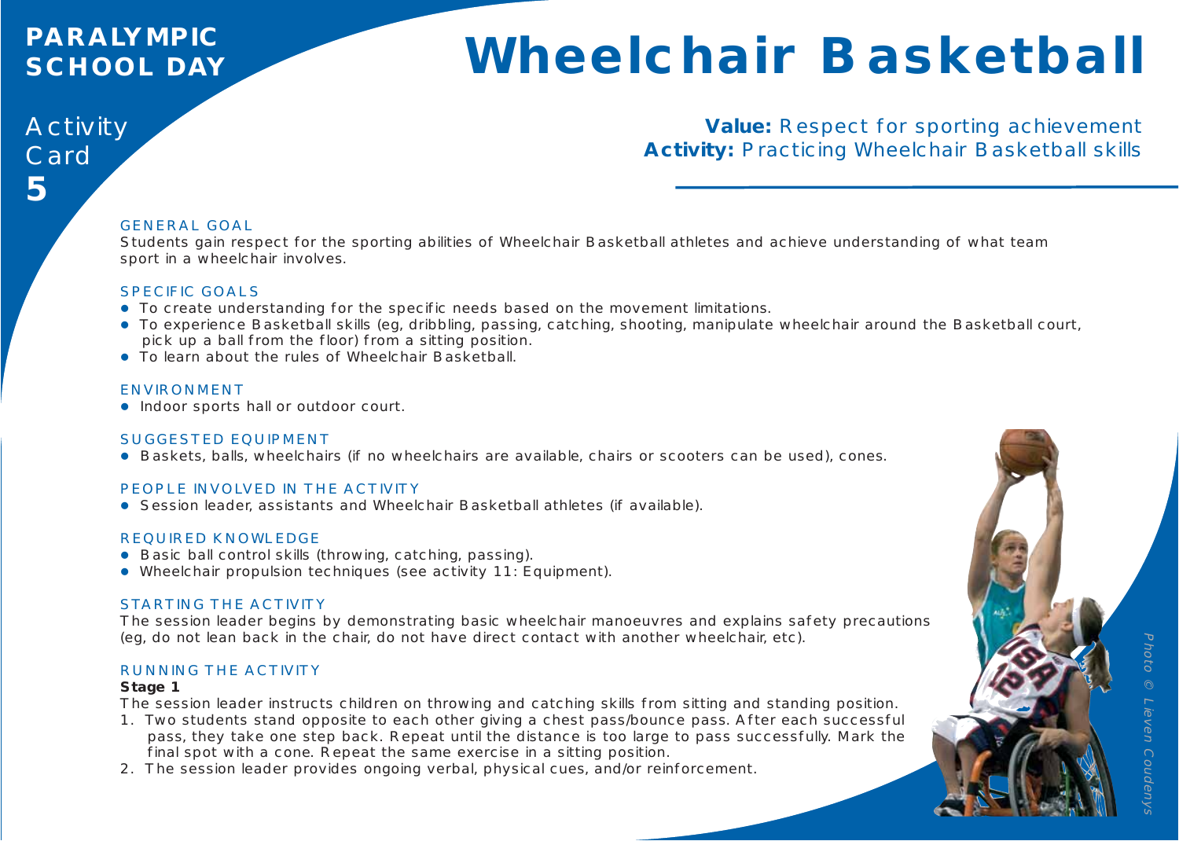**PARALYMPIC SCHOOL DAY**

Activity Card **5**

# Wheelchair Basketball

**Value:** Respect for sporting achievement
**Activity:** Practicing Wheelchair Basketball skills

## GENERAL GOAL

Students gain respect for the sporting abilities of Wheelchair Basketball athletes and achieve understanding of what team sport in a wheelchair involves.

## SPECIFIC GOALS

- To create understanding for the specific needs based on the movement limitations.
- To experience Basketball skills (eg, dribbling, passing, catching, shooting, manipulate wheelchair around the Basketball court, pick up a ball from the floor) from a sitting position.
- To learn about the rules of Wheelchair Basketball.

## ENVIRONMENT

- Indoor sports hall or outdoor court.

## SUGGESTED EQUIPMENT

- Baskets, balls, wheelchairs (if no wheelchairs are available, chairs or scooters can be used), cones.

## PEOPLE INVOLVED IN THE ACTIVITY

- Session leader, assistants and Wheelchair Basketball athletes (if available).

## REQUIRED KNOWLEDGE

- Basic ball control skills (throwing, catching, passing).
- Wheelchair propulsion techniques (see activity 11: Equipment).

## STARTING THE ACTIVITY

The session leader begins by demonstrating basic wheelchair manoeuvres and explains safety precautions (eg, do not lean back in the chair, do not have direct contact with another wheelchair, etc).

## RUNNING THE ACTIVITY

**Stage 1**

The session leader instructs children on throwing and catching skills from sitting and standing position.

1. Two students stand opposite to each other giving a chest pass/bounce pass. After each successful pass, they take one step back. Repeat until the distance is too large to pass successfully. Mark the final spot with a cone. Repeat the same exercise in a sitting position.
2. The session leader provides ongoing verbal, physical cues, and/or reinforcement.

*Photo © Lieven Coudenys*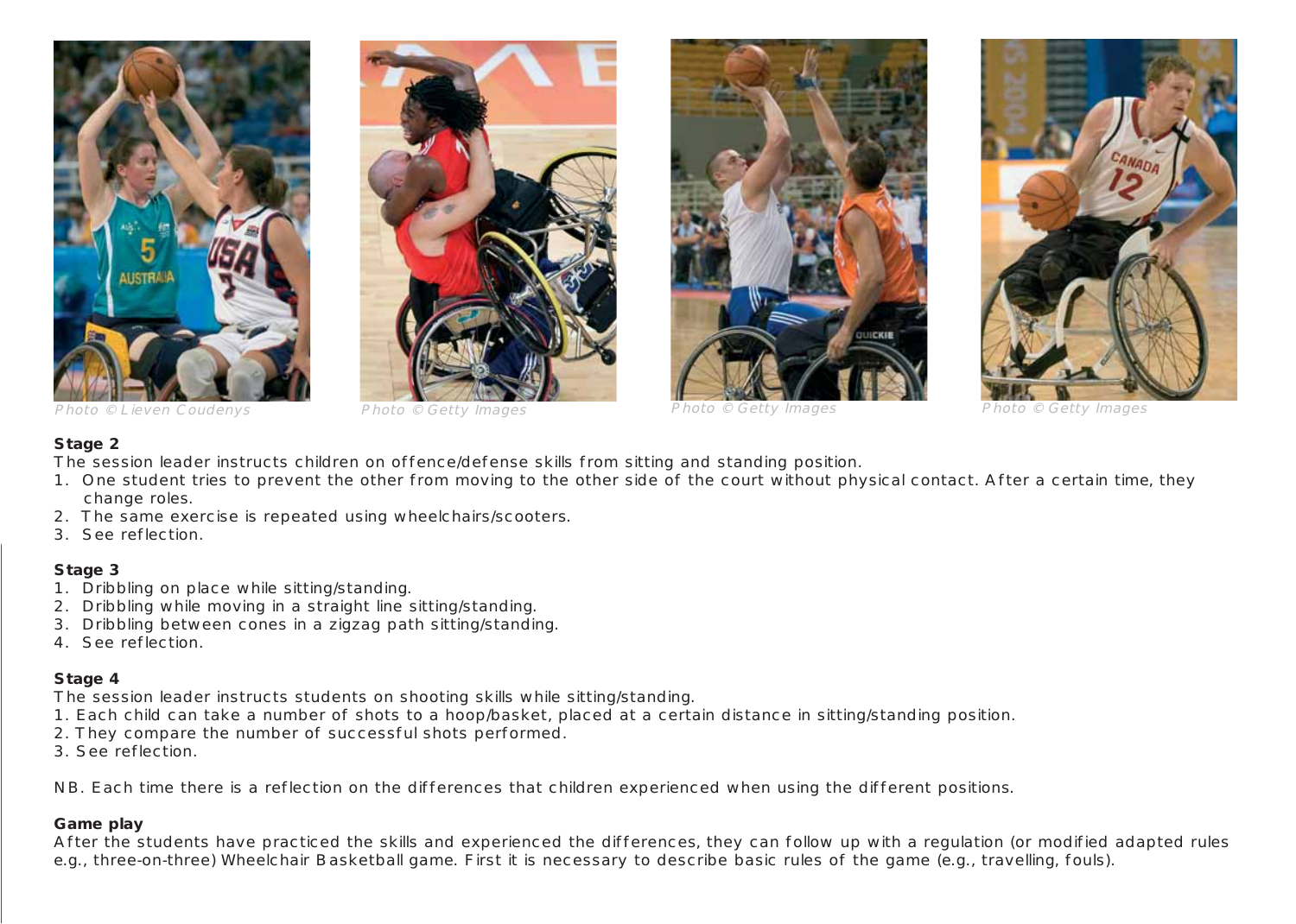Photo © Lieven Coudenys

Photo © Getty Images

Photo © Getty Images

Photo © Getty Images

**Stage 2**

The session leader instructs children on offence/defense skills from sitting and standing position.

1. One student tries to prevent the other from moving to the other side of the court without physical contact. After a certain time, they change roles.
2. The same exercise is repeated using wheelchairs/scooters.
3. See reflection.

**Stage 3**

1. Dribbling on place while sitting/standing.
2. Dribbling while moving in a straight line sitting/standing.
3. Dribbling between cones in a zigzag path sitting/standing.
4. See reflection.

**Stage 4**

The session leader instructs students on shooting skills while sitting/standing.

1. Each child can take a number of shots to a hoop/basket, placed at a certain distance in sitting/standing position.
2. They compare the number of successful shots performed.
3. See reflection.

NB. Each time there is a reflection on the differences that children experienced when using the different positions.

**Game play**

After the students have practiced the skills and experienced the differences, they can follow up with a regulation (or modified adapted rules e.g., three-on-three) Wheelchair Basketball game. First it is necessary to describe basic rules of the game (e.g., travelling, fouls).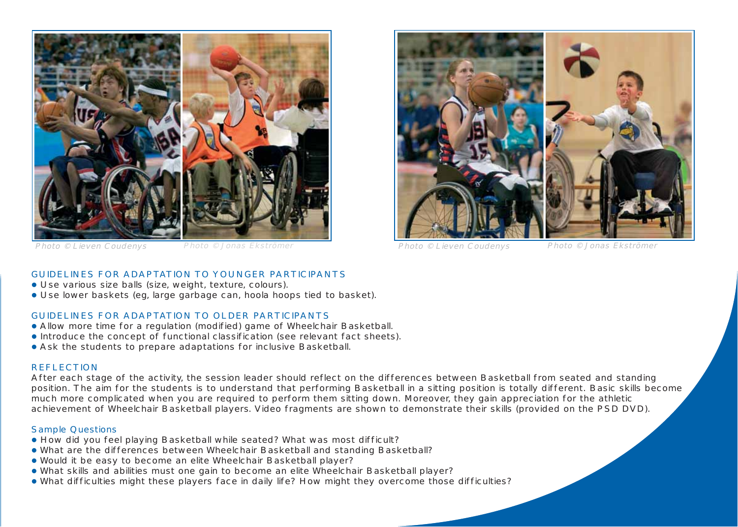Photo © Lieven Coudenys

Photo © Jonas Ekströmer

Photo © Lieven Coudenys

Photo © Jonas Ekströmer

## GUIDELINES FOR ADAPTATION TO YOUNGER PARTICIPANTS

- Use various size balls (size, weight, texture, colours).
- Use lower baskets (eg, large garbage can, hoola hoops tied to basket).

## GUIDELINES FOR ADAPTATION TO OLDER PARTICIPANTS

- Allow more time for a regulation (modified) game of Wheelchair Basketball.
- Introduce the concept of functional classification (see relevant fact sheets).
- Ask the students to prepare adaptations for inclusive Basketball.

## REFLECTION

After each stage of the activity, the session leader should reflect on the differences between Basketball from seated and standing position. The aim for the students is to understand that performing Basketball in a sitting position is totally different. Basic skills become much more complicated when you are required to perform them sitting down. Moreover, they gain appreciation for the athletic achievement of Wheelchair Basketball players. Video fragments are shown to demonstrate their skills (provided on the PSD DVD).

### Sample Questions

- How did you feel playing Basketball while seated? What was most difficult?
- What are the differences between Wheelchair Basketball and standing Basketball?
- Would it be easy to become an elite Wheelchair Basketball player?
- What skills and abilities must one gain to become an elite Wheelchair Basketball player?
- What difficulties might these players face in daily life? How might they overcome those difficulties?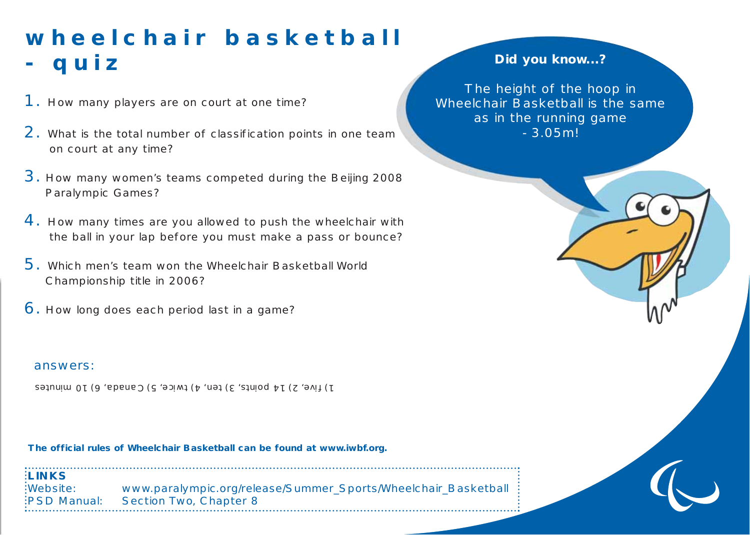# wheelchair basketball - quiz

1. How many players are on court at one time?
2. What is the total number of classification points in one team on court at any time?
3. How many women's teams competed during the Beijing 2008 Paralympic Games?
4. How many times are you allowed to push the wheelchair with the ball in your lap before you must make a pass or bounce?
5. Which men's team won the Wheelchair Basketball World Championship title in 2006?
6. How long does each period last in a game?

**Did you know...?**

The height of the hoop in Wheelchair Basketball is the same as in the running game - 3.05m!

answers:

1) five, 2) 14 points, 3) ten, 4) twice, 5) Canada, 6) 10 minutes

**The official rules of Wheelchair Basketball can be found at www.iwbf.org.**

**LINKS**

Website: www.paralympic.org/release/Summer_Sports/Wheelchair_Basketball

PSD Manual: Section Two, Chapter 8